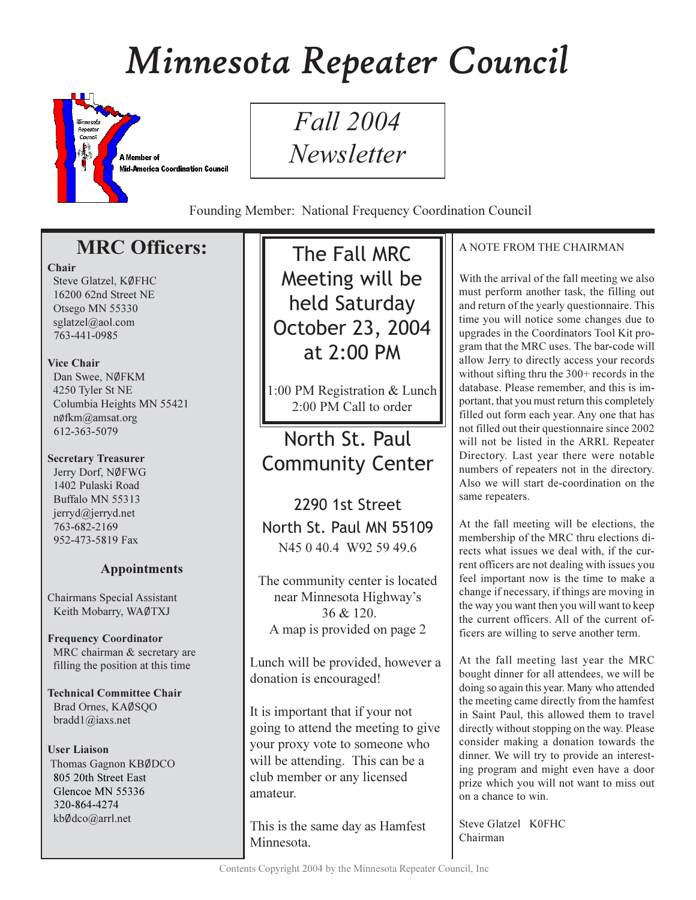# Minnesota Repeater Council

A Member of Mid-America Coordination Council

*Fall 2004 Newsletter*

Founding Member: National Frequency Coordination Council

## MRC Officers:

**Chair**
Steve Glatzel, KØFHC
16200 62nd Street NE
Otsego MN 55330
sglatzel@aol.com
763-441-0985

**Vice Chair**
Dan Swee, NØFKM
4250 Tyler St NE
Columbia Heights MN 55421
nøfkm@amsat.org
612-363-5079

**Secretary Treasurer**
Jerry Dorf, NØFWG
1402 Pulaski Road
Buffalo MN 55313
jerryd@jerryd.net
763-682-2169
952-473-5819 Fax

### Appointments

Chairmans Special Assistant
Keith Mobarry, WAØTXJ

**Frequency Coordinator**
MRC chairman & secretary are filling the position at this time

**Technical Committee Chair**
Brad Ornes, KAØSQO
bradd1@iaxs.net

**User Liaison**
Thomas Gagnon KBØDCO
805 20th Street East
Glencoe MN 55336
320-864-4274
kbØdco@arrl.net

## The Fall MRC Meeting will be held Saturday October 23, 2004 at 2:00 PM

1:00 PM Registration & Lunch
2:00 PM Call to order

## North St. Paul Community Center

2290 1st Street
North St. Paul MN 55109
N45 0 40.4 W92 59 49.6

The community center is located near Minnesota Highway's 36 & 120.
A map is provided on page 2

Lunch will be provided, however a donation is encouraged!

It is important that if your not going to attend the meeting to give your proxy vote to someone who will be attending. This can be a club member or any licensed amateur.

This is the same day as Hamfest Minnesota.

A NOTE FROM THE CHAIRMAN

With the arrival of the fall meeting we also must perform another task, the filling out and return of the yearly questionnaire. This time you will notice some changes due to upgrades in the Coordinators Tool Kit program that the MRC uses. The bar-code will allow Jerry to directly access your records without sifting thru the 300+ records in the database. Please remember, and this is important, that you must return this completely filled out form each year. Any one that has not filled out their questionnaire since 2002 will not be listed in the ARRL Repeater Directory. Last year there were notable numbers of repeaters not in the directory. Also we will start de-coordination on the same repeaters.

At the fall meeting will be elections, the membership of the MRC thru elections directs what issues we deal with, if the current officers are not dealing with issues you feel important now is the time to make a change if necessary, if things are moving in the way you want then you will want to keep the current officers. All of the current officers are willing to serve another term.

At the fall meeting last year the MRC bought dinner for all attendees, we will be doing so again this year. Many who attended the meeting came directly from the hamfest in Saint Paul, this allowed them to travel directly without stopping on the way. Please consider making a donation towards the dinner. We will try to provide an interesting program and might even have a door prize which you will not want to miss out on a chance to win.

Steve Glatzel K0FHC
Chairman

Contents Copyright 2004 by the Minnesota Repeater Council, Inc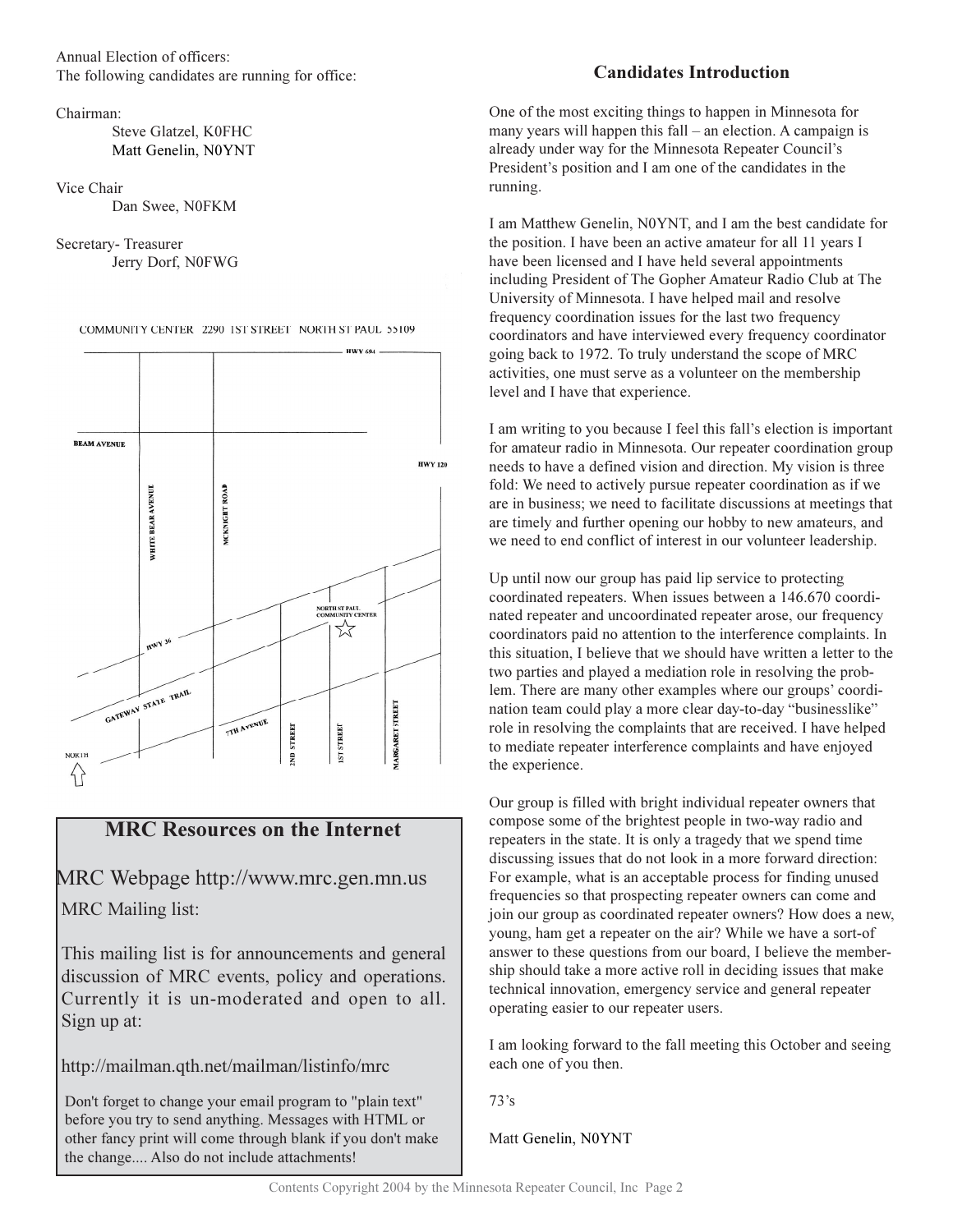Annual Election of officers:
The following candidates are running for office:

Chairman:
- Steve Glatzel, K0FHC
- Matt Genelin, N0YNT

Vice Chair
- Dan Swee, N0FKM

Secretary- Treasurer
- Jerry Dorf, N0FWG

COMMUNITY CENTER 2290 1ST STREET NORTH ST PAUL 55109

## MRC Resources on the Internet

MRC Webpage http://www.mrc.gen.mn.us

MRC Mailing list:

This mailing list is for announcements and general discussion of MRC events, policy and operations. Currently it is un-moderated and open to all. Sign up at:

http://mailman.qth.net/mailman/listinfo/mrc

Don't forget to change your email program to "plain text" before you try to send anything. Messages with HTML or other fancy print will come through blank if you don't make the change.... Also do not include attachments!

## Candidates Introduction

One of the most exciting things to happen in Minnesota for many years will happen this fall – an election. A campaign is already under way for the Minnesota Repeater Council's President's position and I am one of the candidates in the running.

I am Matthew Genelin, N0YNT, and I am the best candidate for the position. I have been an active amateur for all 11 years I have been licensed and I have held several appointments including President of The Gopher Amateur Radio Club at The University of Minnesota. I have helped mail and resolve frequency coordination issues for the last two frequency coordinators and have interviewed every frequency coordinator going back to 1972. To truly understand the scope of MRC activities, one must serve as a volunteer on the membership level and I have that experience.

I am writing to you because I feel this fall's election is important for amateur radio in Minnesota. Our repeater coordination group needs to have a defined vision and direction. My vision is three fold: We need to actively pursue repeater coordination as if we are in business; we need to facilitate discussions at meetings that are timely and further opening our hobby to new amateurs, and we need to end conflict of interest in our volunteer leadership.

Up until now our group has paid lip service to protecting coordinated repeaters. When issues between a 146.670 coordinated repeater and uncoordinated repeater arose, our frequency coordinators paid no attention to the interference complaints. In this situation, I believe that we should have written a letter to the two parties and played a mediation role in resolving the problem. There are many other examples where our groups' coordination team could play a more clear day-to-day "businesslike" role in resolving the complaints that are received. I have helped to mediate repeater interference complaints and have enjoyed the experience.

Our group is filled with bright individual repeater owners that compose some of the brightest people in two-way radio and repeaters in the state. It is only a tragedy that we spend time discussing issues that do not look in a more forward direction: For example, what is an acceptable process for finding unused frequencies so that prospecting repeater owners can come and join our group as coordinated repeater owners? How does a new, young, ham get a repeater on the air? While we have a sort-of answer to these questions from our board, I believe the membership should take a more active roll in deciding issues that make technical innovation, emergency service and general repeater operating easier to our repeater users.

I am looking forward to the fall meeting this October and seeing each one of you then.

73's

Matt Genelin, N0YNT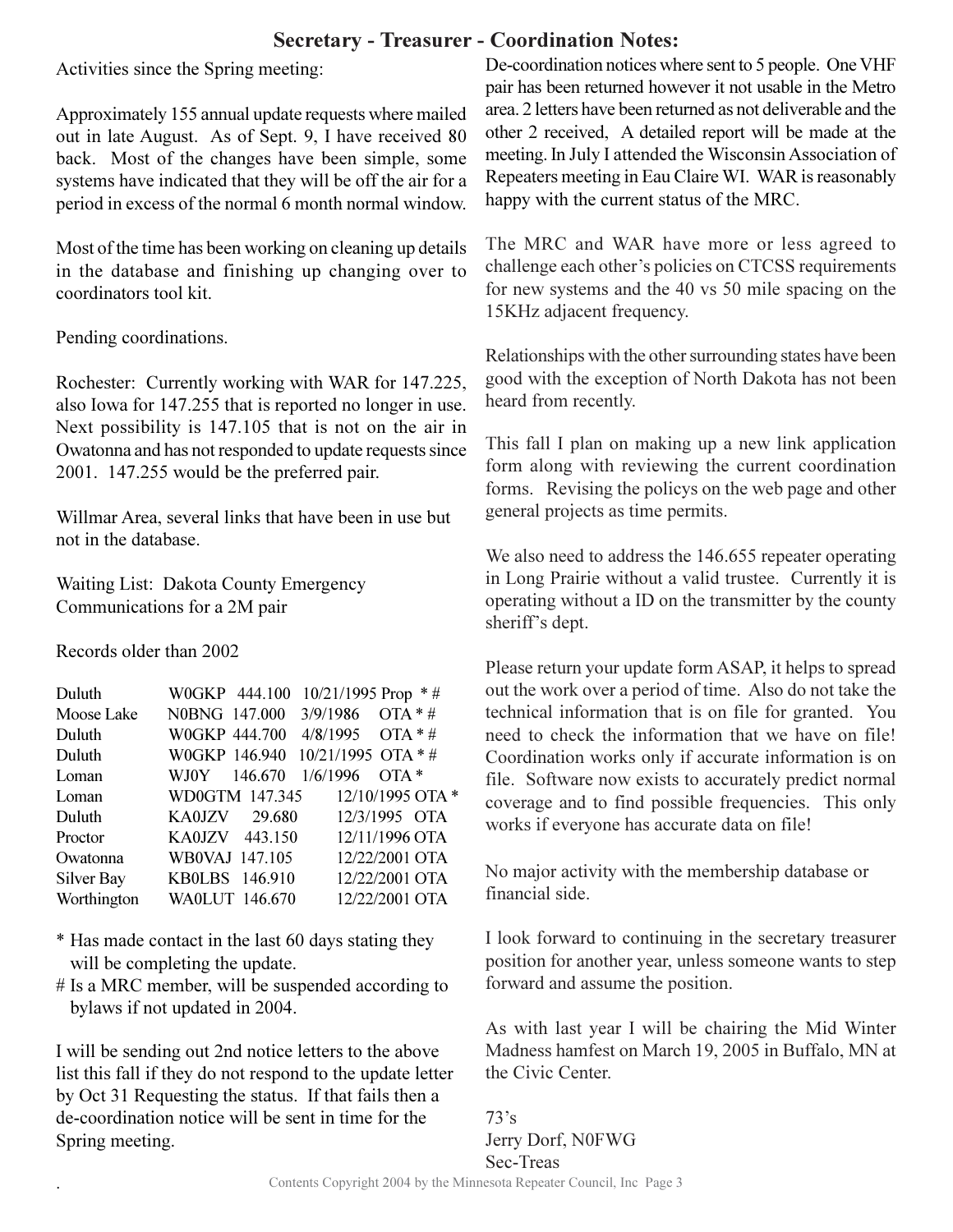## Secretary - Treasurer - Coordination Notes:

Activities since the Spring meeting:

Approximately 155 annual update requests where mailed out in late August. As of Sept. 9, I have received 80 back. Most of the changes have been simple, some systems have indicated that they will be off the air for a period in excess of the normal 6 month normal window.

Most of the time has been working on cleaning up details in the database and finishing up changing over to coordinators tool kit.

Pending coordinations.

Rochester: Currently working with WAR for 147.225, also Iowa for 147.255 that is reported no longer in use. Next possibility is 147.105 that is not on the air in Owatonna and has not responded to update requests since 2001. 147.255 would be the preferred pair.

Willmar Area, several links that have been in use but not in the database.

Waiting List: Dakota County Emergency Communications for a 2M pair

Records older than 2002

| | | | | |
|---|---|---|---|---|
| Duluth | W0GKP | 444.100 | 10/21/1995 | Prop * # |
| Moose Lake | N0BNG | 147.000 | 3/9/1986 | OTA * # |
| Duluth | W0GKP | 444.700 | 4/8/1995 | OTA * # |
| Duluth | W0GKP | 146.940 | 10/21/1995 | OTA * # |
| Loman | WJ0Y | 146.670 | 1/6/1996 | OTA * |
| Loman | WD0GTM | 147.345 | 12/10/1995 | OTA * |
| Duluth | KA0JZV | 29.680 | 12/3/1995 | OTA |
| Proctor | KA0JZV | 443.150 | 12/11/1996 | OTA |
| Owatonna | WB0VAJ | 147.105 | 12/22/2001 | OTA |
| Silver Bay | KB0LBS | 146.910 | 12/22/2001 | OTA |
| Worthington | WA0LUT | 146.670 | 12/22/2001 | OTA |

\* Has made contact in the last 60 days stating they will be completing the update.

\# Is a MRC member, will be suspended according to bylaws if not updated in 2004.

I will be sending out 2nd notice letters to the above list this fall if they do not respond to the update letter by Oct 31 Requesting the status. If that fails then a de-coordination notice will be sent in time for the Spring meeting.

De-coordination notices where sent to 5 people. One VHF pair has been returned however it not usable in the Metro area. 2 letters have been returned as not deliverable and the other 2 received, A detailed report will be made at the meeting. In July I attended the Wisconsin Association of Repeaters meeting in Eau Claire WI. WAR is reasonably happy with the current status of the MRC.

The MRC and WAR have more or less agreed to challenge each other's policies on CTCSS requirements for new systems and the 40 vs 50 mile spacing on the 15KHz adjacent frequency.

Relationships with the other surrounding states have been good with the exception of North Dakota has not been heard from recently.

This fall I plan on making up a new link application form along with reviewing the current coordination forms. Revising the policys on the web page and other general projects as time permits.

We also need to address the 146.655 repeater operating in Long Prairie without a valid trustee. Currently it is operating without a ID on the transmitter by the county sheriff's dept.

Please return your update form ASAP, it helps to spread out the work over a period of time. Also do not take the technical information that is on file for granted. You need to check the information that we have on file! Coordination works only if accurate information is on file. Software now exists to accurately predict normal coverage and to find possible frequencies. This only works if everyone has accurate data on file!

No major activity with the membership database or financial side.

I look forward to continuing in the secretary treasurer position for another year, unless someone wants to step forward and assume the position.

As with last year I will be chairing the Mid Winter Madness hamfest on March 19, 2005 in Buffalo, MN at the Civic Center.

73's
Jerry Dorf, N0FWG
Sec-Treas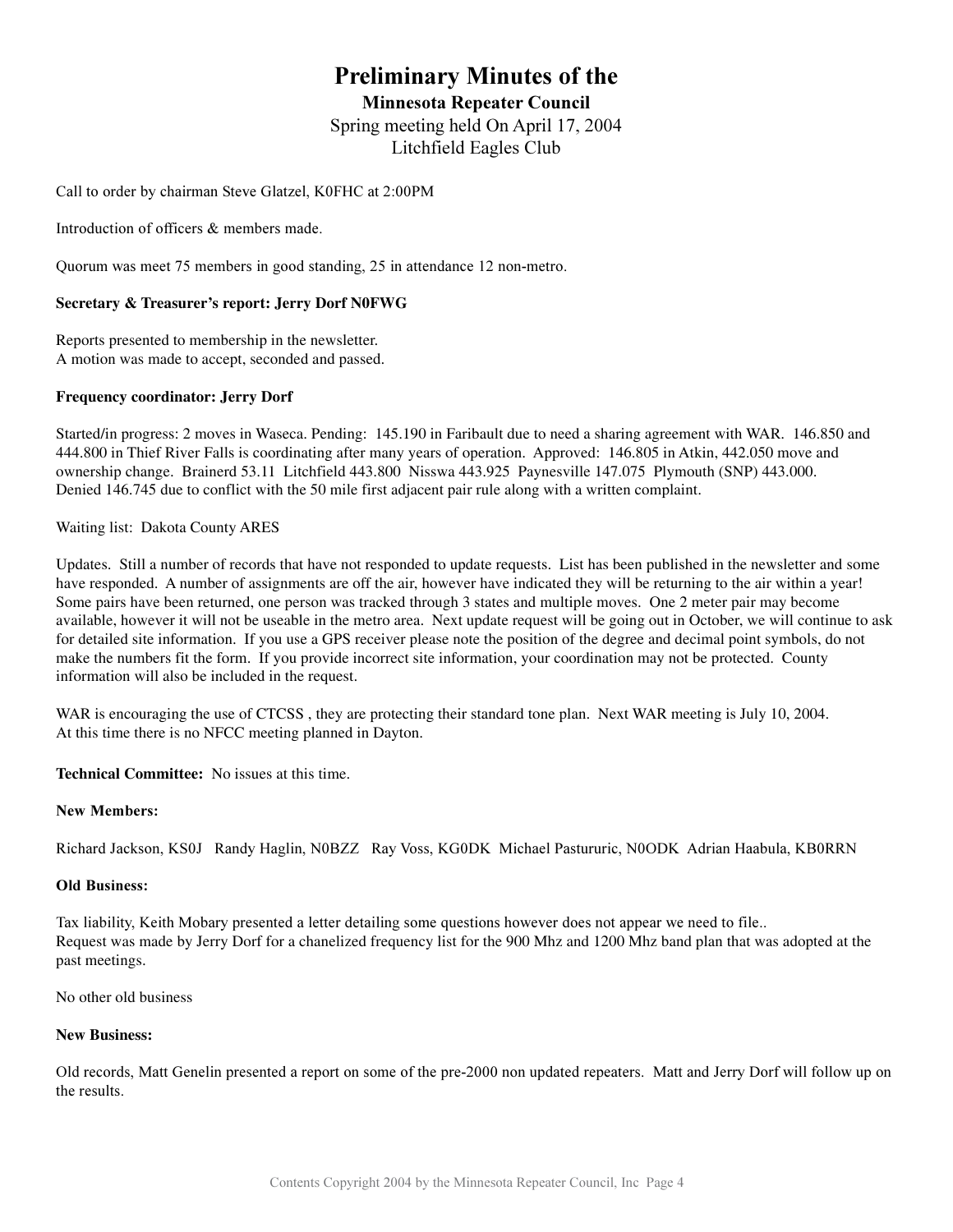# Preliminary Minutes of the

## Minnesota Repeater Council

Spring meeting held On April 17, 2004
Litchfield Eagles Club

Call to order by chairman Steve Glatzel, K0FHC at 2:00PM

Introduction of officers & members made.

Quorum was meet 75 members in good standing, 25 in attendance 12 non-metro.

**Secretary & Treasurer's report: Jerry Dorf N0FWG**

Reports presented to membership in the newsletter.
A motion was made to accept, seconded and passed.

**Frequency coordinator: Jerry Dorf**

Started/in progress: 2 moves in Waseca. Pending: 145.190 in Faribault due to need a sharing agreement with WAR. 146.850 and 444.800 in Thief River Falls is coordinating after many years of operation. Approved: 146.805 in Atkin, 442.050 move and ownership change. Brainerd 53.11 Litchfield 443.800 Nisswa 443.925 Paynesville 147.075 Plymouth (SNP) 443.000. Denied 146.745 due to conflict with the 50 mile first adjacent pair rule along with a written complaint.

Waiting list: Dakota County ARES

Updates. Still a number of records that have not responded to update requests. List has been published in the newsletter and some have responded. A number of assignments are off the air, however have indicated they will be returning to the air within a year! Some pairs have been returned, one person was tracked through 3 states and multiple moves. One 2 meter pair may become available, however it will not be useable in the metro area. Next update request will be going out in October, we will continue to ask for detailed site information. If you use a GPS receiver please note the position of the degree and decimal point symbols, do not make the numbers fit the form. If you provide incorrect site information, your coordination may not be protected. County information will also be included in the request.

WAR is encouraging the use of CTCSS , they are protecting their standard tone plan. Next WAR meeting is July 10, 2004.
At this time there is no NFCC meeting planned in Dayton.

**Technical Committee:** No issues at this time.

**New Members:**

Richard Jackson, KS0J Randy Haglin, N0BZZ Ray Voss, KG0DK Michael Pastururic, N0ODK Adrian Haabula, KB0RRN

**Old Business:**

Tax liability, Keith Mobary presented a letter detailing some questions however does not appear we need to file..
Request was made by Jerry Dorf for a chanelized frequency list for the 900 Mhz and 1200 Mhz band plan that was adopted at the past meetings.

No other old business

**New Business:**

Old records, Matt Genelin presented a report on some of the pre-2000 non updated repeaters. Matt and Jerry Dorf will follow up on the results.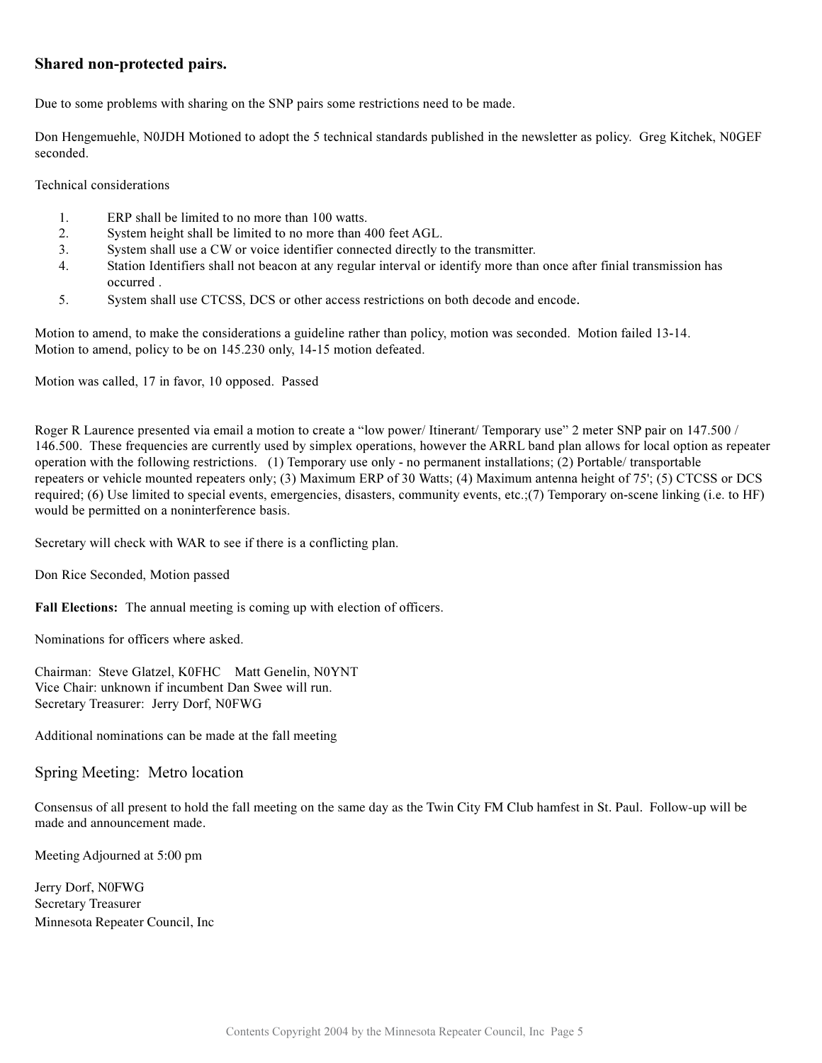### Shared non-protected pairs.

Due to some problems with sharing on the SNP pairs some restrictions need to be made.

Don Hengemuehle, N0JDH Motioned to adopt the 5 technical standards published in the newsletter as policy. Greg Kitchek, N0GEF seconded.

Technical considerations

1. ERP shall be limited to no more than 100 watts.
2. System height shall be limited to no more than 400 feet AGL.
3. System shall use a CW or voice identifier connected directly to the transmitter.
4. Station Identifiers shall not beacon at any regular interval or identify more than once after finial transmission has occurred .
5. System shall use CTCSS, DCS or other access restrictions on both decode and encode.

Motion to amend, to make the considerations a guideline rather than policy, motion was seconded. Motion failed 13-14.
Motion to amend, policy to be on 145.230 only, 14-15 motion defeated.

Motion was called, 17 in favor, 10 opposed. Passed

Roger R Laurence presented via email a motion to create a "low power/ Itinerant/ Temporary use" 2 meter SNP pair on 147.500 / 146.500. These frequencies are currently used by simplex operations, however the ARRL band plan allows for local option as repeater operation with the following restrictions. (1) Temporary use only - no permanent installations; (2) Portable/ transportable repeaters or vehicle mounted repeaters only; (3) Maximum ERP of 30 Watts; (4) Maximum antenna height of 75'; (5) CTCSS or DCS required; (6) Use limited to special events, emergencies, disasters, community events, etc.;(7) Temporary on-scene linking (i.e. to HF) would be permitted on a noninterference basis.

Secretary will check with WAR to see if there is a conflicting plan.

Don Rice Seconded, Motion passed

**Fall Elections:** The annual meeting is coming up with election of officers.

Nominations for officers where asked.

Chairman: Steve Glatzel, K0FHC Matt Genelin, N0YNT
Vice Chair: unknown if incumbent Dan Swee will run.
Secretary Treasurer: Jerry Dorf, N0FWG

Additional nominations can be made at the fall meeting

## Spring Meeting: Metro location

Consensus of all present to hold the fall meeting on the same day as the Twin City FM Club hamfest in St. Paul. Follow-up will be made and announcement made.

Meeting Adjourned at 5:00 pm

Jerry Dorf, N0FWG
Secretary Treasurer
Minnesota Repeater Council, Inc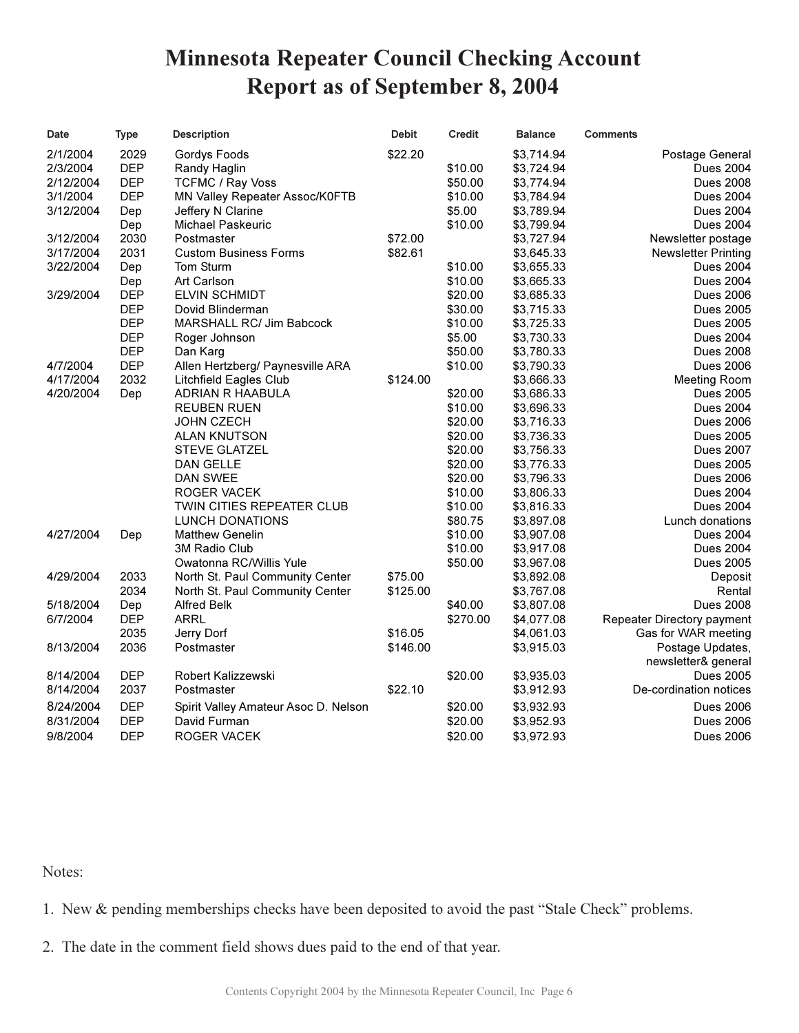# Minnesota Repeater Council Checking Account Report as of September 8, 2004

| Date | Type | Description | Debit | Credit | Balance | Comments |
|---|---|---|---|---|---|---|
| 2/1/2004 | 2029 | Gordys Foods | $22.20 | | $3,714.94 | Postage General |
| 2/3/2004 | DEP | Randy Haglin | | $10.00 | $3,724.94 | Dues 2004 |
| 2/12/2004 | DEP | TCFMC / Ray Voss | | $50.00 | $3,774.94 | Dues 2008 |
| 3/1/2004 | DEP | MN Valley Repeater Assoc/K0FTB | | $10.00 | $3,784.94 | Dues 2004 |
| 3/12/2004 | Dep | Jeffery N Clarine | | $5.00 | $3,789.94 | Dues 2004 |
| | Dep | Michael Paskeuric | | $10.00 | $3,799.94 | Dues 2004 |
| 3/12/2004 | 2030 | Postmaster | $72.00 | | $3,727.94 | Newsletter postage |
| 3/17/2004 | 2031 | Custom Business Forms | $82.61 | | $3,645.33 | Newsletter Printing |
| 3/22/2004 | Dep | Tom Sturm | | $10.00 | $3,655.33 | Dues 2004 |
| | Dep | Art Carlson | | $10.00 | $3,665.33 | Dues 2004 |
| 3/29/2004 | DEP | ELVIN SCHMIDT | | $20.00 | $3,685.33 | Dues 2006 |
| | DEP | Dovid Blinderman | | $30.00 | $3,715.33 | Dues 2005 |
| | DEP | MARSHALL RC/ Jim Babcock | | $10.00 | $3,725.33 | Dues 2005 |
| | DEP | Roger Johnson | | $5.00 | $3,730.33 | Dues 2004 |
| | DEP | Dan Karg | | $50.00 | $3,780.33 | Dues 2008 |
| 4/7/2004 | DEP | Allen Hertzberg/ Paynesville ARA | | $10.00 | $3,790.33 | Dues 2006 |
| 4/17/2004 | 2032 | Litchfield Eagles Club | $124.00 | | $3,666.33 | Meeting Room |
| 4/20/2004 | Dep | ADRIAN R HAABULA | | $20.00 | $3,686.33 | Dues 2005 |
| | | REUBEN RUEN | | $10.00 | $3,696.33 | Dues 2004 |
| | | JOHN CZECH | | $20.00 | $3,716.33 | Dues 2006 |
| | | ALAN KNUTSON | | $20.00 | $3,736.33 | Dues 2005 |
| | | STEVE GLATZEL | | $20.00 | $3,756.33 | Dues 2007 |
| | | DAN GELLE | | $20.00 | $3,776.33 | Dues 2005 |
| | | DAN SWEE | | $20.00 | $3,796.33 | Dues 2006 |
| | | ROGER VACEK | | $10.00 | $3,806.33 | Dues 2004 |
| | | TWIN CITIES REPEATER CLUB | | $10.00 | $3,816.33 | Dues 2004 |
| | | LUNCH DONATIONS | | $80.75 | $3,897.08 | Lunch donations |
| 4/27/2004 | Dep | Matthew Genelin | | $10.00 | $3,907.08 | Dues 2004 |
| | | 3M Radio Club | | $10.00 | $3,917.08 | Dues 2004 |
| | | Owatonna RC/Willis Yule | | $50.00 | $3,967.08 | Dues 2005 |
| 4/29/2004 | 2033 | North St. Paul Community Center | $75.00 | | $3,892.08 | Deposit |
| | 2034 | North St. Paul Community Center | $125.00 | | $3,767.08 | Rental |
| 5/18/2004 | Dep | Alfred Belk | | $40.00 | $3,807.08 | Dues 2008 |
| 6/7/2004 | DEP | ARRL | | $270.00 | $4,077.08 | Repeater Directory payment |
| | 2035 | Jerry Dorf | $16.05 | | $4,061.03 | Gas for WAR meeting |
| 8/13/2004 | 2036 | Postmaster | $146.00 | | $3,915.03 | Postage Updates, newsletter& general |
| 8/14/2004 | DEP | Robert Kalizzewski | | $20.00 | $3,935.03 | Dues 2005 |
| 8/14/2004 | 2037 | Postmaster | $22.10 | | $3,912.93 | De-cordination notices |
| 8/24/2004 | DEP | Spirit Valley Amateur Asoc D. Nelson | | $20.00 | $3,932.93 | Dues 2006 |
| 8/31/2004 | DEP | David Furman | | $20.00 | $3,952.93 | Dues 2006 |
| 9/8/2004 | DEP | ROGER VACEK | | $20.00 | $3,972.93 | Dues 2006 |

Notes:

1. New & pending memberships checks have been deposited to avoid the past "Stale Check" problems.

2. The date in the comment field shows dues paid to the end of that year.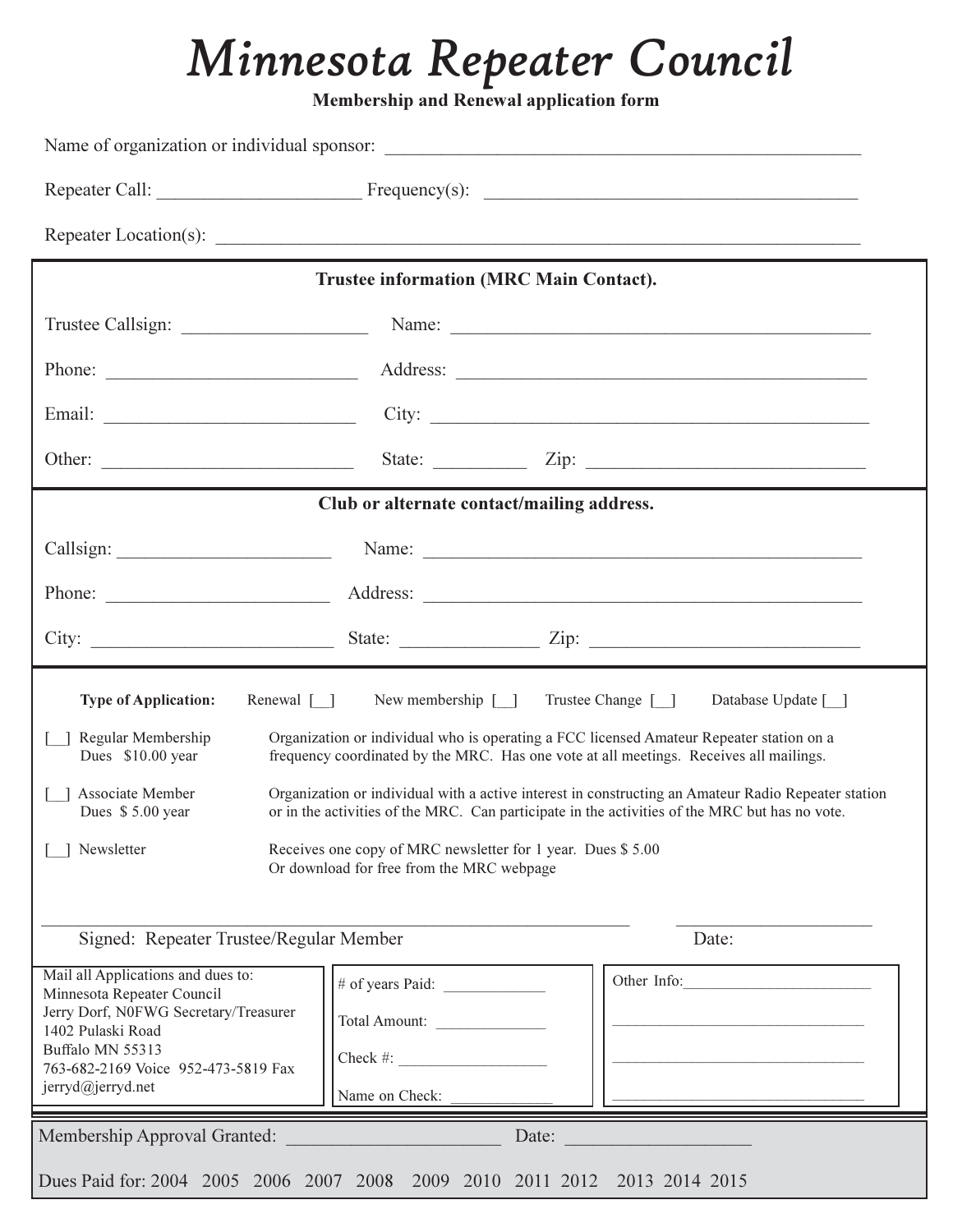# *Minnesota Repeater Council*

**Membership and Renewal application form**

Name of organization or individual sponsor: ____________________________________________________

Repeater Call: ______________________ Frequency(s): ________________________________________

Repeater Location(s): ____________________________________________________________________

---

**Trustee information (MRC Main Contact).**

Trustee Callsign: ____________________ Name: ______________________________________________

Phone: ___________________________ Address: ______________________________________________

Email: ___________________________ City: _________________________________________________

Other: ___________________________ State: __________ Zip: ______________________________

---

**Club or alternate contact/mailing address.**

Callsign: _______________________ Name: ________________________________________________

Phone: _________________________ Address: _______________________________________________

City: ___________________________ State: _______________ Zip: ____________________________

---

**Type of Application:** Renewal [__] New membership [__] Trustee Change [__] Database Update [__]

[__] Regular Membership
Dues $10.00 year
Organization or individual who is operating a FCC licensed Amateur Repeater station on a frequency coordinated by the MRC. Has one vote at all meetings. Receives all mailings.

[__] Associate Member
Dues $ 5.00 year
Organization or individual with a active interest in constructing an Amateur Radio Repeater station or in the activities of the MRC. Can participate in the activities of the MRC but has no vote.

[__] Newsletter
Receives one copy of MRC newsletter for 1 year. Dues $ 5.00
Or download for free from the MRC webpage

_______________________________________________________________ ______________________

Signed: Repeater Trustee/Regular Member Date:

Mail all Applications and dues to:
Minnesota Repeater Council
Jerry Dorf, N0FWG Secretary/Treasurer
1402 Pulaski Road
Buffalo MN 55313
763-682-2169 Voice 952-473-5819 Fax
jerryd@jerryd.net

# of years Paid: _____________

Total Amount: ______________

Check #: ___________________

Name on Check: _____________

Other Info:_________________________

____________________________________

____________________________________

____________________________________

---

Membership Approval Granted: _______________________ Date: ____________________

Dues Paid for: 2004 2005 2006 2007 2008 2009 2010 2011 2012 2013 2014 2015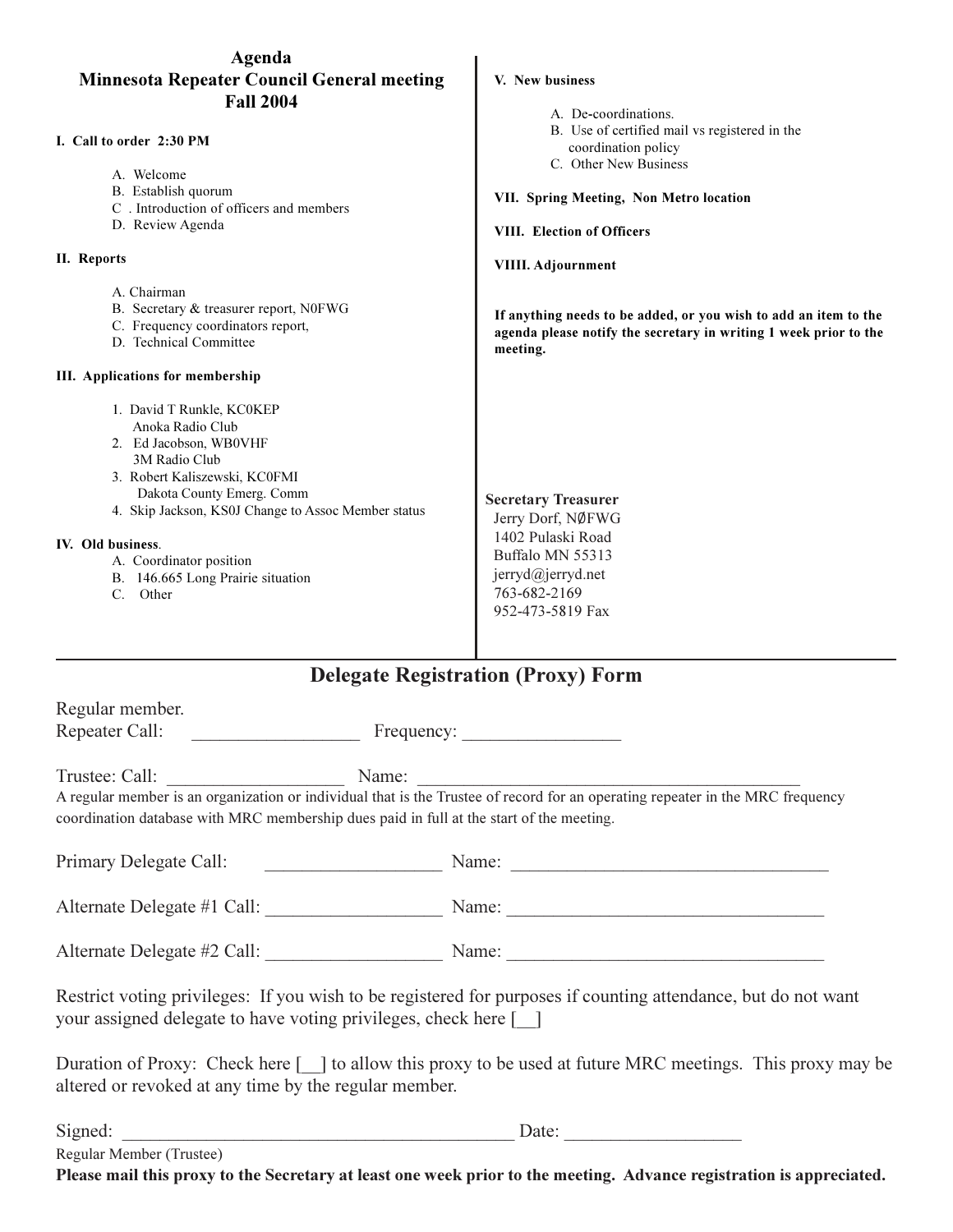# Agenda
## Minnesota Repeater Council General meeting
## Fall 2004

**I. Call to order 2:30 PM**

- A. Welcome
- B. Establish quorum
- C . Introduction of officers and members
- D. Review Agenda

**II. Reports**

- A. Chairman
- B. Secretary & treasurer report, N0FWG
- C. Frequency coordinators report,
- D. Technical Committee

**III. Applications for membership**

1. David T Runkle, KC0KEP
   Anoka Radio Club
2. Ed Jacobson, WB0VHF
   3M Radio Club
3. Robert Kaliszewski, KC0FMI
   Dakota County Emerg. Comm
4. Skip Jackson, KS0J Change to Assoc Member status

**IV. Old business**.

- A. Coordinator position
- B. 146.665 Long Prairie situation
- C. Other

**V. New business**

- A. De-coordinations.
- B. Use of certified mail vs registered in the coordination policy
- C. Other New Business

**VII. Spring Meeting, Non Metro location**

**VIII. Election of Officers**

**VIIII. Adjournment**

**If anything needs to be added, or you wish to add an item to the agenda please notify the secretary in writing 1 week prior to the meeting.**

**Secretary Treasurer**
Jerry Dorf, NØFWG
1402 Pulaski Road
Buffalo MN 55313
jerryd@jerryd.net
763-682-2169
952-473-5819 Fax

---

## Delegate Registration (Proxy) Form

Regular member.
Repeater Call: __________________ Frequency: _________________

Trustee: Call: ___________________ Name: __________________________________________

A regular member is an organization or individual that is the Trustee of record for an operating repeater in the MRC frequency coordination database with MRC membership dues paid in full at the start of the meeting.

Primary Delegate Call: __________________ Name: ___________________________________

Alternate Delegate #1 Call: __________________ Name: ___________________________________

Alternate Delegate #2 Call: __________________ Name: ___________________________________

Restrict voting privileges: If you wish to be registered for purposes if counting attendance, but do not want your assigned delegate to have voting privileges, check here [__]

Duration of Proxy: Check here [__] to allow this proxy to be used at future MRC meetings. This proxy may be altered or revoked at any time by the regular member.

Signed: ___________________________________________ Date: ___________________
Regular Member (Trustee)

**Please mail this proxy to the Secretary at least one week prior to the meeting. Advance registration is appreciated.**